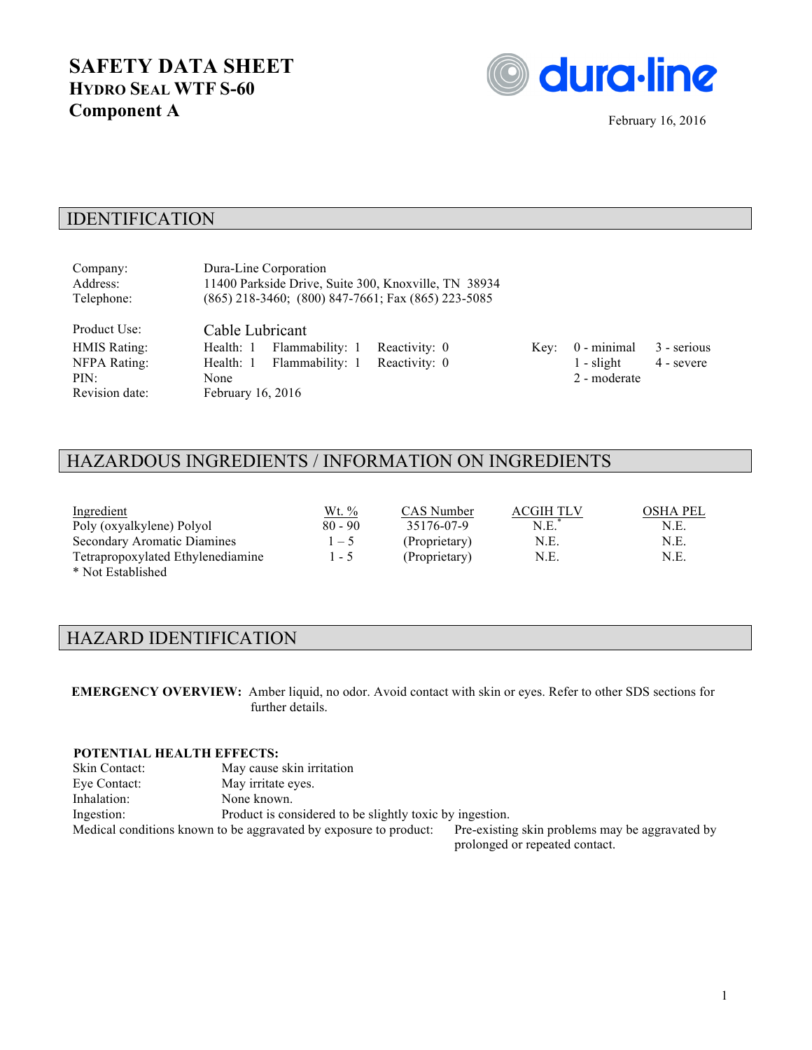# SAFETY DATA SHEET
## HYDRO SEAL WTF S-60
## Component A

dura·line

February 16, 2016

## IDENTIFICATION

| | |
|---|---|
| Company: | Dura-Line Corporation |
| Address: | 11400 Parkside Drive, Suite 300, Knoxville, TN 38934 |
| Telephone: | (865) 218-3460; (800) 847-7661; Fax (865) 223-5085 |

| | | | | | | |
|---|---|---|---|---|---|---|
| Product Use: | Cable Lubricant | | | | | |
| HMIS Rating: | Health: 1 | Flammability: 1 | Reactivity: 0 | Key: | 0 - minimal | 3 - serious |
| NFPA Rating: | Health: 1 | Flammability: 1 | Reactivity: 0 | | 1 - slight | 4 - severe |
| PIN: | None | | | | 2 - moderate | |
| Revision date: | February 16, 2016 | | | | | |

## HAZARDOUS INGREDIENTS / INFORMATION ON INGREDIENTS

| Ingredient | Wt. % | CAS Number | ACGIH TLV | OSHA PEL |
|---|---|---|---|---|
| Poly (oxyalkylene) Polyol | 80 - 90 | 35176-07-9 | N.E.* | N.E. |
| Secondary Aromatic Diamines | 1 – 5 | (Proprietary) | N.E. | N.E. |
| Tetrapropoxylated Ethylenediamine | 1 - 5 | (Proprietary) | N.E. | N.E. |

* Not Established

## HAZARD IDENTIFICATION

**EMERGENCY OVERVIEW:** Amber liquid, no odor. Avoid contact with skin or eyes. Refer to other SDS sections for further details.

**POTENTIAL HEALTH EFFECTS:**

| | |
|---|---|
| Skin Contact: | May cause skin irritation |
| Eye Contact: | May irritate eyes. |
| Inhalation: | None known. |
| Ingestion: | Product is considered to be slightly toxic by ingestion. |

Medical conditions known to be aggravated by exposure to product: Pre-existing skin problems may be aggravated by prolonged or repeated contact.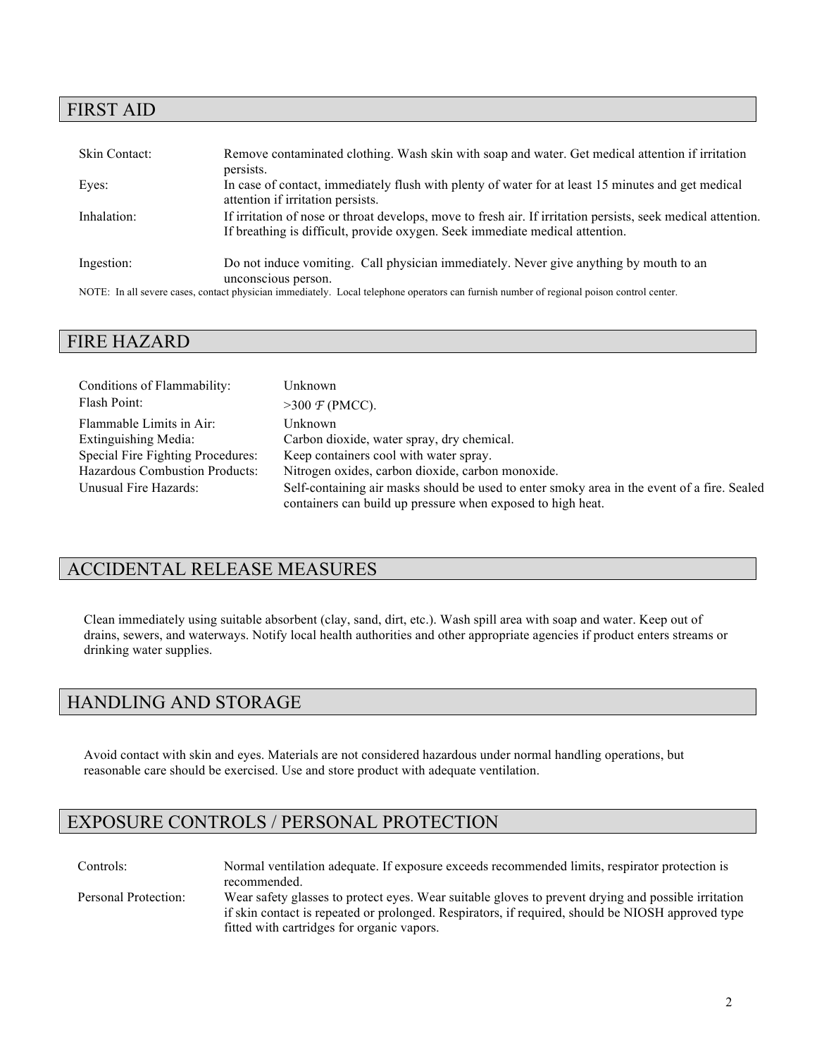## FIRST AID

| | |
|---|---|
| Skin Contact: | Remove contaminated clothing. Wash skin with soap and water. Get medical attention if irritation persists. |
| Eyes: | In case of contact, immediately flush with plenty of water for at least 15 minutes and get medical attention if irritation persists. |
| Inhalation: | If irritation of nose or throat develops, move to fresh air. If irritation persists, seek medical attention. If breathing is difficult, provide oxygen. Seek immediate medical attention. |
| Ingestion: | Do not induce vomiting. Call physician immediately. Never give anything by mouth to an unconscious person. |

NOTE: In all severe cases, contact physician immediately. Local telephone operators can furnish number of regional poison control center.

## FIRE HAZARD

| | |
|---|---|
| Conditions of Flammability: | Unknown |
| Flash Point: | >300 *F* (PMCC). |
| Flammable Limits in Air: | Unknown |
| Extinguishing Media: | Carbon dioxide, water spray, dry chemical. |
| Special Fire Fighting Procedures: | Keep containers cool with water spray. |
| Hazardous Combustion Products: | Nitrogen oxides, carbon dioxide, carbon monoxide. |
| Unusual Fire Hazards: | Self-containing air masks should be used to enter smoky area in the event of a fire. Sealed containers can build up pressure when exposed to high heat. |

## ACCIDENTAL RELEASE MEASURES

Clean immediately using suitable absorbent (clay, sand, dirt, etc.). Wash spill area with soap and water. Keep out of drains, sewers, and waterways. Notify local health authorities and other appropriate agencies if product enters streams or drinking water supplies.

## HANDLING AND STORAGE

Avoid contact with skin and eyes. Materials are not considered hazardous under normal handling operations, but reasonable care should be exercised. Use and store product with adequate ventilation.

## EXPOSURE CONTROLS / PERSONAL PROTECTION

| | |
|---|---|
| Controls: | Normal ventilation adequate. If exposure exceeds recommended limits, respirator protection is recommended. |
| Personal Protection: | Wear safety glasses to protect eyes. Wear suitable gloves to prevent drying and possible irritation if skin contact is repeated or prolonged. Respirators, if required, should be NIOSH approved type fitted with cartridges for organic vapors. |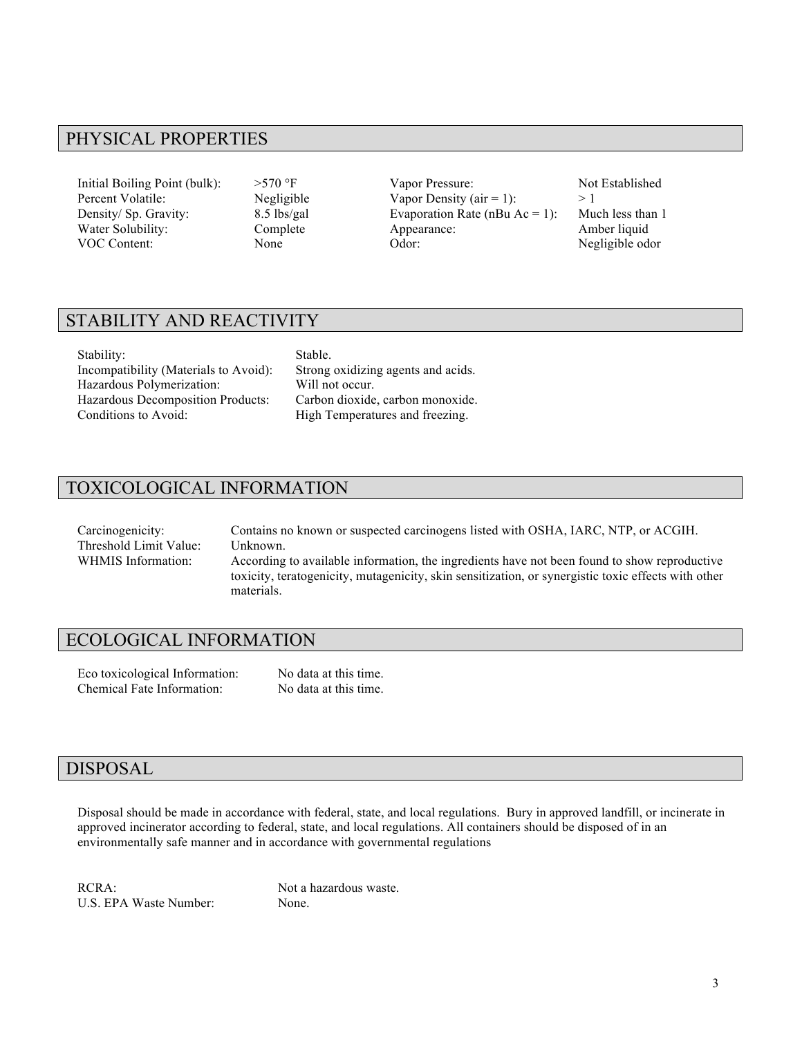## PHYSICAL PROPERTIES

| | | | |
|---|---|---|---|
| Initial Boiling Point (bulk): | >570 °F | Vapor Pressure: | Not Established |
| Percent Volatile: | Negligible | Vapor Density (air = 1): | > 1 |
| Density/ Sp. Gravity: | 8.5 lbs/gal | Evaporation Rate (nBu Ac = 1): | Much less than 1 |
| Water Solubility: | Complete | Appearance: | Amber liquid |
| VOC Content: | None | Odor: | Negligible odor |

## STABILITY AND REACTIVITY

| | |
|---|---|
| Stability: | Stable. |
| Incompatibility (Materials to Avoid): | Strong oxidizing agents and acids. |
| Hazardous Polymerization: | Will not occur. |
| Hazardous Decomposition Products: | Carbon dioxide, carbon monoxide. |
| Conditions to Avoid: | High Temperatures and freezing. |

## TOXICOLOGICAL INFORMATION

| | |
|---|---|
| Carcinogenicity: | Contains no known or suspected carcinogens listed with OSHA, IARC, NTP, or ACGIH. |
| Threshold Limit Value: | Unknown. |
| WHMIS Information: | According to available information, the ingredients have not been found to show reproductive toxicity, teratogenicity, mutagenicity, skin sensitization, or synergistic toxic effects with other materials. |

## ECOLOGICAL INFORMATION

| | |
|---|---|
| Eco toxicological Information: | No data at this time. |
| Chemical Fate Information: | No data at this time. |

## DISPOSAL

Disposal should be made in accordance with federal, state, and local regulations. Bury in approved landfill, or incinerate in approved incinerator according to federal, state, and local regulations. All containers should be disposed of in an environmentally safe manner and in accordance with governmental regulations

| | |
|---|---|
| RCRA: | Not a hazardous waste. |
| U.S. EPA Waste Number: | None. |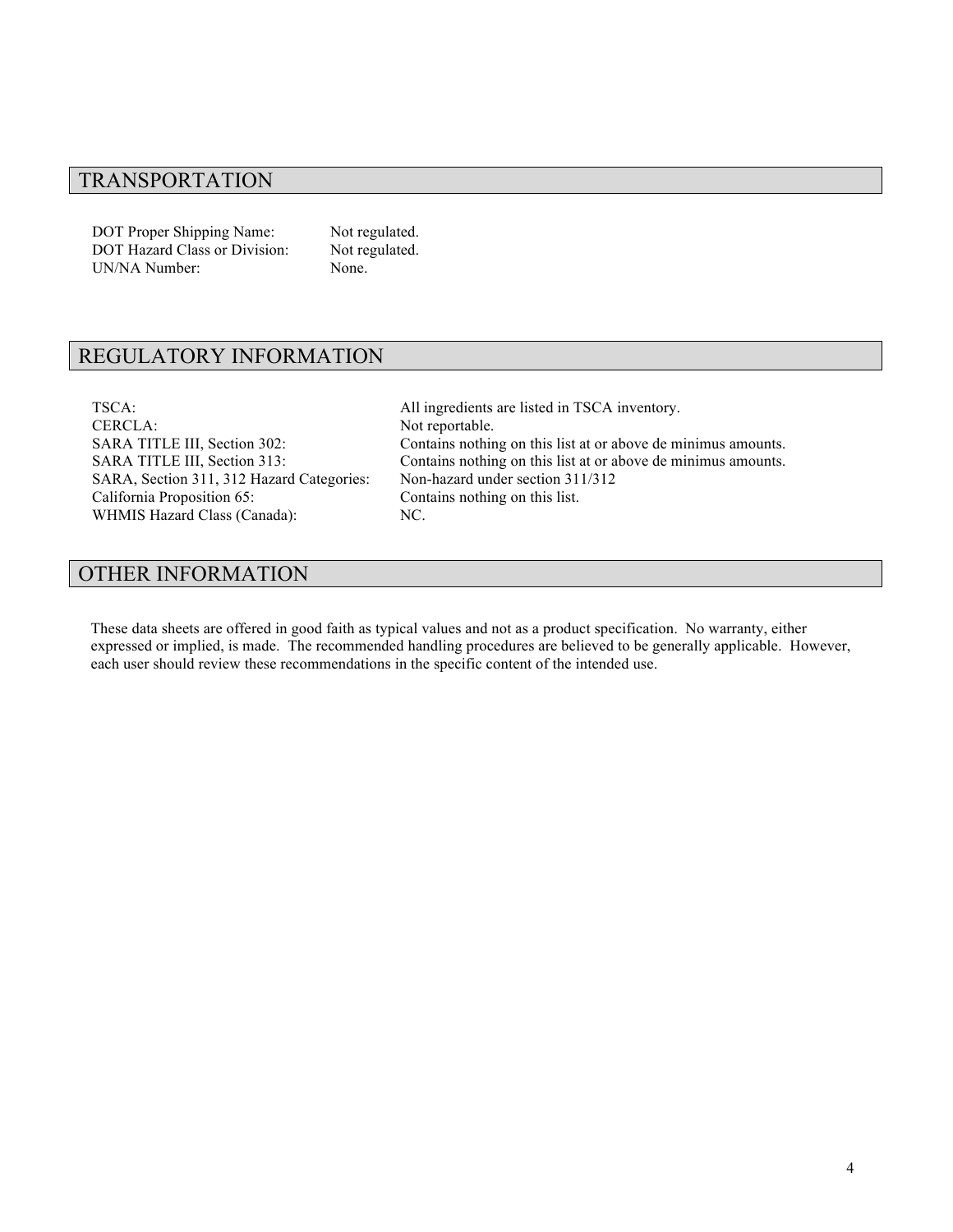## TRANSPORTATION

| | |
|---|---|
| DOT Proper Shipping Name: | Not regulated. |
| DOT Hazard Class or Division: | Not regulated. |
| UN/NA Number: | None. |

## REGULATORY INFORMATION

| | |
|---|---|
| TSCA: | All ingredients are listed in TSCA inventory. |
| CERCLA: | Not reportable. |
| SARA TITLE III, Section 302: | Contains nothing on this list at or above de minimus amounts. |
| SARA TITLE III, Section 313: | Contains nothing on this list at or above de minimus amounts. |
| SARA, Section 311, 312 Hazard Categories: | Non-hazard under section 311/312 |
| California Proposition 65: | Contains nothing on this list. |
| WHMIS Hazard Class (Canada): | NC. |

## OTHER INFORMATION

These data sheets are offered in good faith as typical values and not as a product specification. No warranty, either expressed or implied, is made. The recommended handling procedures are believed to be generally applicable. However, each user should review these recommendations in the specific content of the intended use.